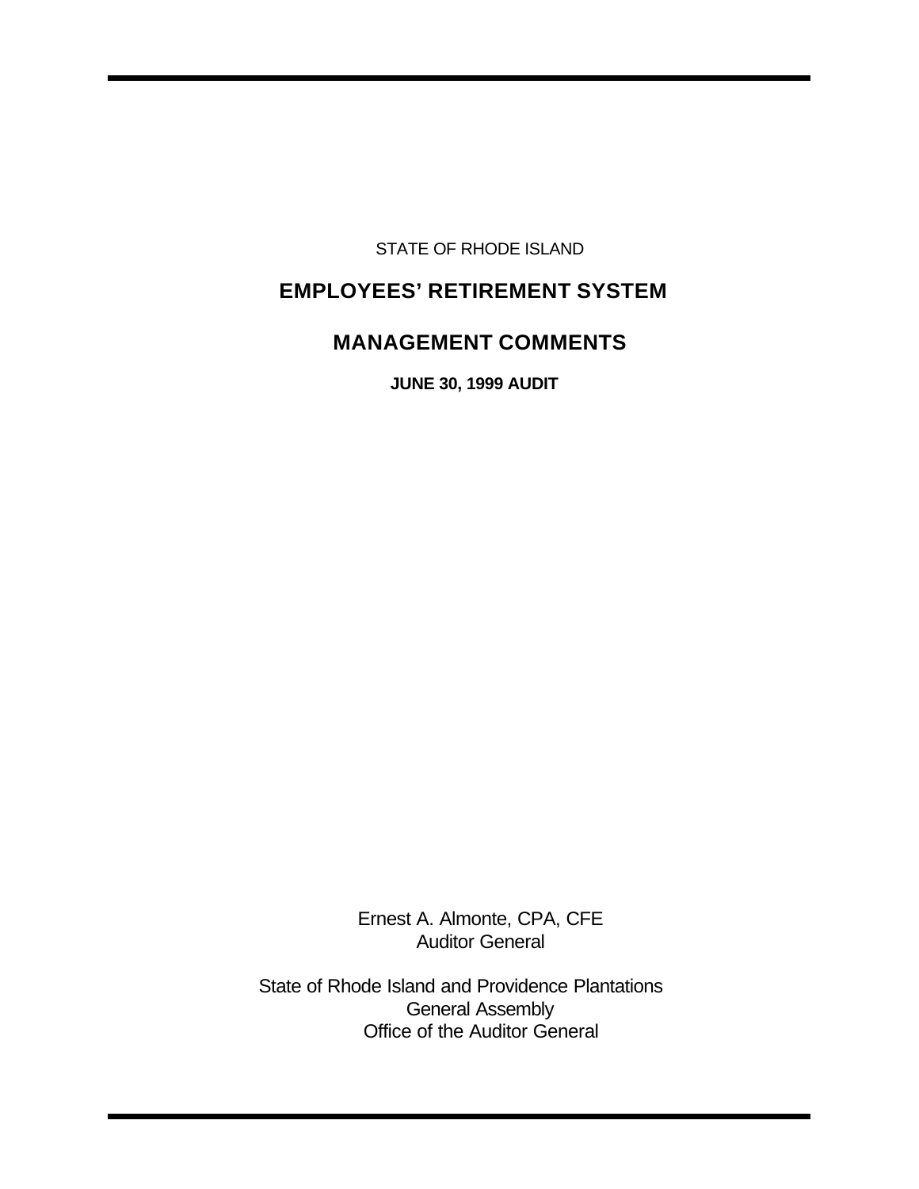STATE OF RHODE ISLAND

# EMPLOYEES' RETIREMENT SYSTEM

# MANAGEMENT COMMENTS

**JUNE 30, 1999 AUDIT**

Ernest A. Almonte, CPA, CFE
Auditor General

State of Rhode Island and Providence Plantations
General Assembly
Office of the Auditor General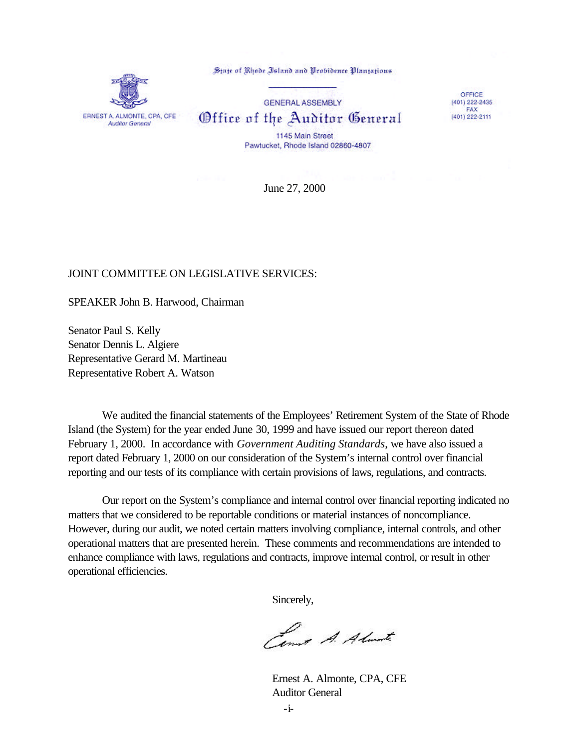State of Rhode Island and Providence Plantations

GENERAL ASSEMBLY

# Office of the Auditor General

1145 Main Street
Pawtucket, Rhode Island 02860-4807

ERNEST A. ALMONTE, CPA, CFE
*Auditor General*

OFFICE
(401) 222-2435
FAX
(401) 222-2111

June 27, 2000

JOINT COMMITTEE ON LEGISLATIVE SERVICES:

SPEAKER John B. Harwood, Chairman

Senator Paul S. Kelly
Senator Dennis L. Algiere
Representative Gerard M. Martineau
Representative Robert A. Watson

We audited the financial statements of the Employees' Retirement System of the State of Rhode Island (the System) for the year ended June 30, 1999 and have issued our report thereon dated February 1, 2000. In accordance with *Government Auditing Standards*, we have also issued a report dated February 1, 2000 on our consideration of the System's internal control over financial reporting and our tests of its compliance with certain provisions of laws, regulations, and contracts.

Our report on the System's compliance and internal control over financial reporting indicated no matters that we considered to be reportable conditions or material instances of noncompliance. However, during our audit, we noted certain matters involving compliance, internal controls, and other operational matters that are presented herein. These comments and recommendations are intended to enhance compliance with laws, regulations and contracts, improve internal control, or result in other operational efficiencies.

Sincerely,

Ernest A. Almonte, CPA, CFE
Auditor General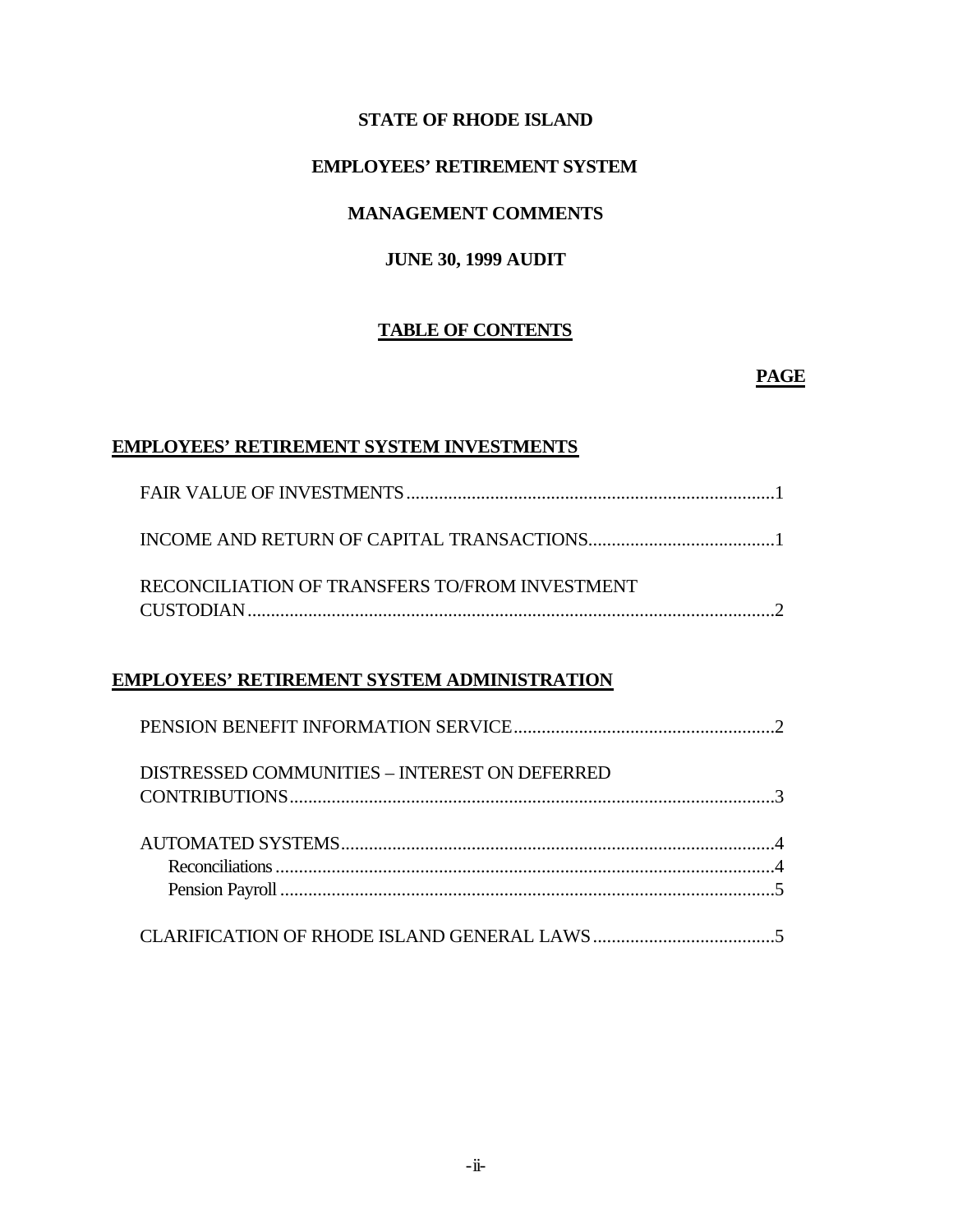**STATE OF RHODE ISLAND**

**EMPLOYEES' RETIREMENT SYSTEM**

**MANAGEMENT COMMENTS**

**JUNE 30, 1999 AUDIT**

**TABLE OF CONTENTS**

| | **PAGE** |
|---|---|
| **EMPLOYEES' RETIREMENT SYSTEM INVESTMENTS** | |
| FAIR VALUE OF INVESTMENTS | 1 |
| INCOME AND RETURN OF CAPITAL TRANSACTIONS | 1 |
| RECONCILIATION OF TRANSFERS TO/FROM INVESTMENT CUSTODIAN | 2 |
| **EMPLOYEES' RETIREMENT SYSTEM ADMINISTRATION** | |
| PENSION BENEFIT INFORMATION SERVICE | 2 |
| DISTRESSED COMMUNITIES – INTEREST ON DEFERRED CONTRIBUTIONS | 3 |
| AUTOMATED SYSTEMS | 4 |
| Reconciliations | 4 |
| Pension Payroll | 5 |
| CLARIFICATION OF RHODE ISLAND GENERAL LAWS | 5 |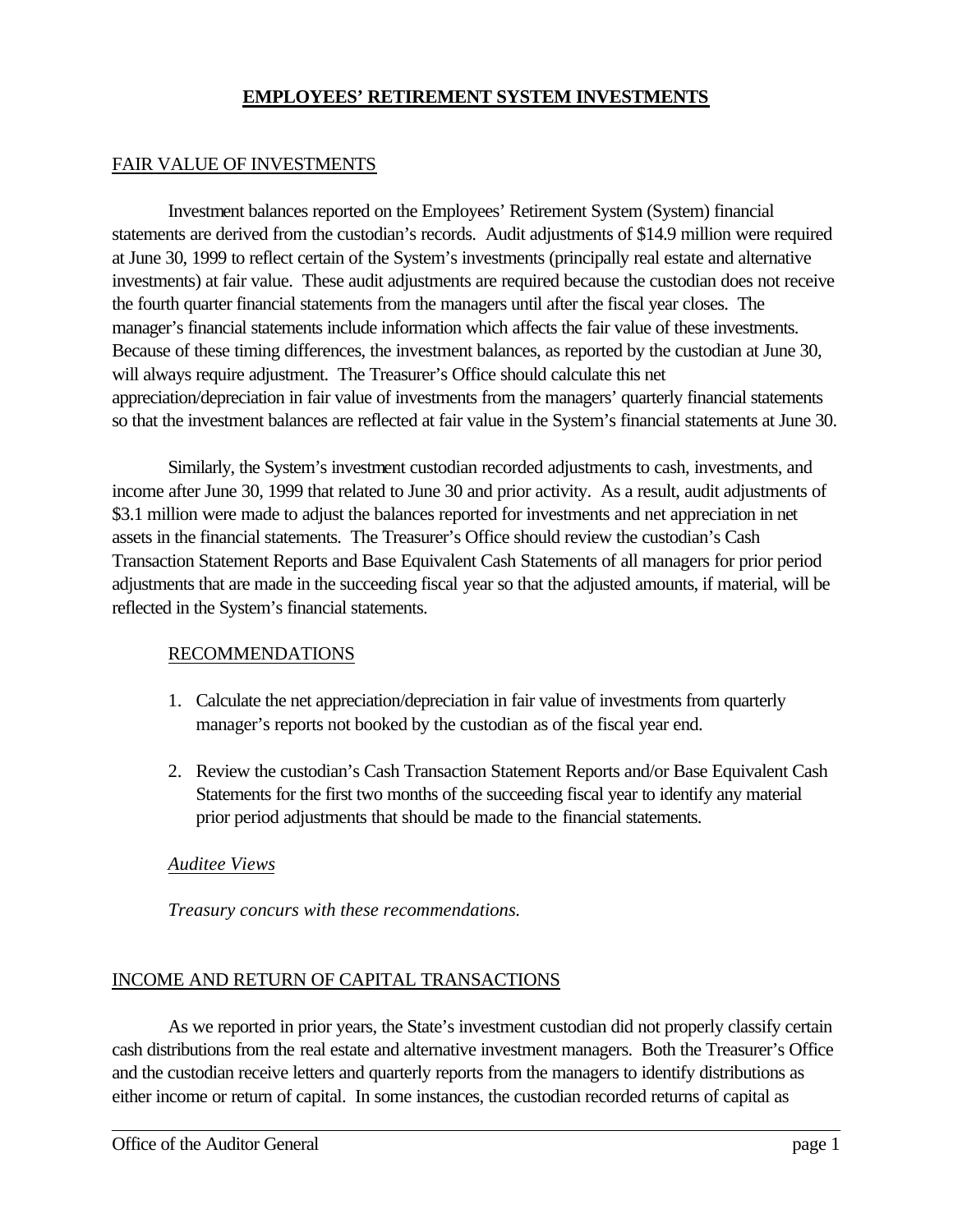# EMPLOYEES' RETIREMENT SYSTEM INVESTMENTS

## FAIR VALUE OF INVESTMENTS

Investment balances reported on the Employees' Retirement System (System) financial statements are derived from the custodian's records. Audit adjustments of $14.9 million were required at June 30, 1999 to reflect certain of the System's investments (principally real estate and alternative investments) at fair value. These audit adjustments are required because the custodian does not receive the fourth quarter financial statements from the managers until after the fiscal year closes. The manager's financial statements include information which affects the fair value of these investments. Because of these timing differences, the investment balances, as reported by the custodian at June 30, will always require adjustment. The Treasurer's Office should calculate this net appreciation/depreciation in fair value of investments from the managers' quarterly financial statements so that the investment balances are reflected at fair value in the System's financial statements at June 30.

Similarly, the System's investment custodian recorded adjustments to cash, investments, and income after June 30, 1999 that related to June 30 and prior activity. As a result, audit adjustments of $3.1 million were made to adjust the balances reported for investments and net appreciation in net assets in the financial statements. The Treasurer's Office should review the custodian's Cash Transaction Statement Reports and Base Equivalent Cash Statements of all managers for prior period adjustments that are made in the succeeding fiscal year so that the adjusted amounts, if material, will be reflected in the System's financial statements.

### RECOMMENDATIONS

1. Calculate the net appreciation/depreciation in fair value of investments from quarterly manager's reports not booked by the custodian as of the fiscal year end.

2. Review the custodian's Cash Transaction Statement Reports and/or Base Equivalent Cash Statements for the first two months of the succeeding fiscal year to identify any material prior period adjustments that should be made to the financial statements.

*Auditee Views*

*Treasury concurs with these recommendations.*

## INCOME AND RETURN OF CAPITAL TRANSACTIONS

As we reported in prior years, the State's investment custodian did not properly classify certain cash distributions from the real estate and alternative investment managers. Both the Treasurer's Office and the custodian receive letters and quarterly reports from the managers to identify distributions as either income or return of capital. In some instances, the custodian recorded returns of capital as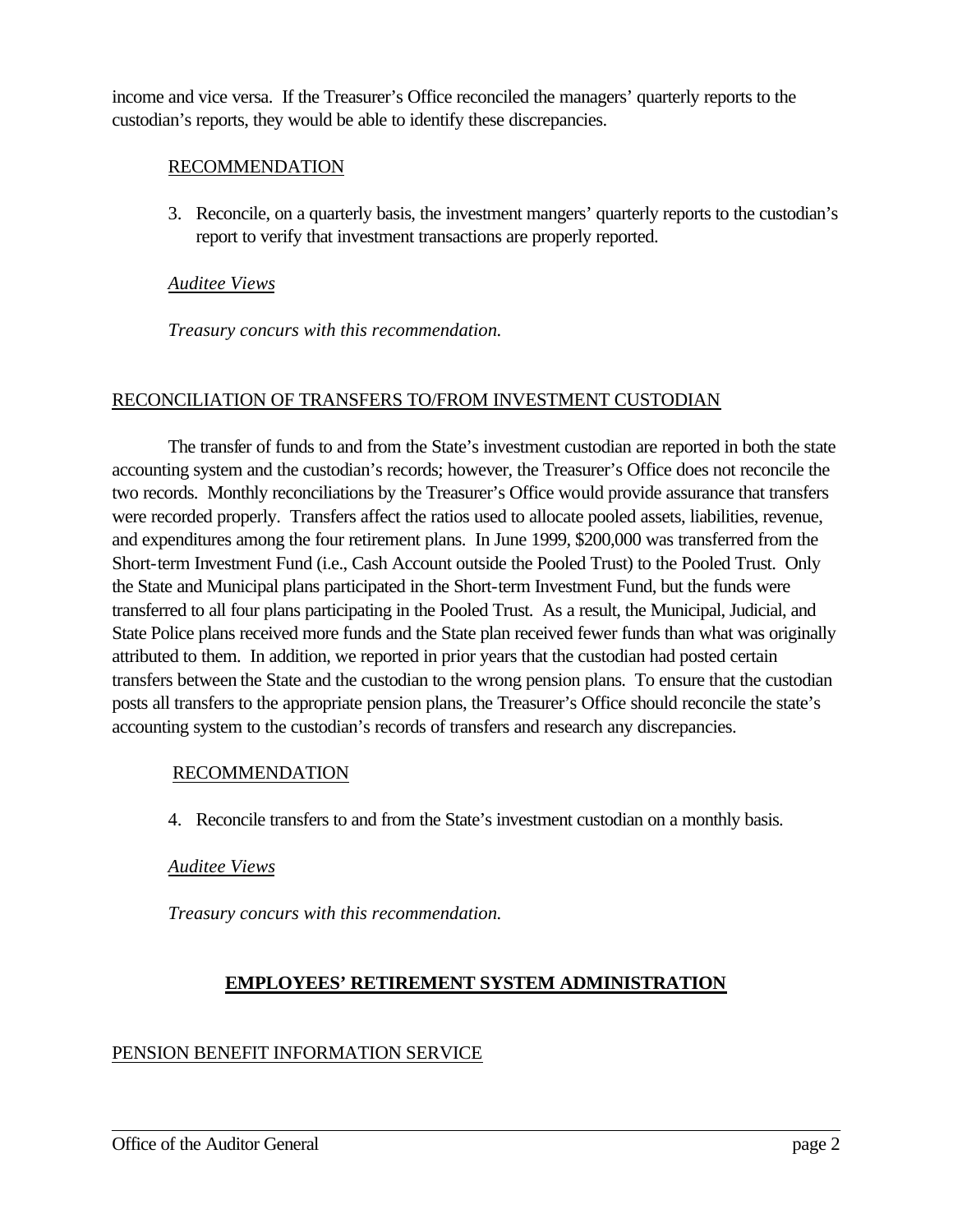income and vice versa. If the Treasurer's Office reconciled the managers' quarterly reports to the custodian's reports, they would be able to identify these discrepancies.

RECOMMENDATION

3. Reconcile, on a quarterly basis, the investment mangers' quarterly reports to the custodian's report to verify that investment transactions are properly reported.

*Auditee Views*

*Treasury concurs with this recommendation.*

RECONCILIATION OF TRANSFERS TO/FROM INVESTMENT CUSTODIAN

The transfer of funds to and from the State's investment custodian are reported in both the state accounting system and the custodian's records; however, the Treasurer's Office does not reconcile the two records. Monthly reconciliations by the Treasurer's Office would provide assurance that transfers were recorded properly. Transfers affect the ratios used to allocate pooled assets, liabilities, revenue, and expenditures among the four retirement plans. In June 1999, $200,000 was transferred from the Short-term Investment Fund (i.e., Cash Account outside the Pooled Trust) to the Pooled Trust. Only the State and Municipal plans participated in the Short-term Investment Fund, but the funds were transferred to all four plans participating in the Pooled Trust. As a result, the Municipal, Judicial, and State Police plans received more funds and the State plan received fewer funds than what was originally attributed to them. In addition, we reported in prior years that the custodian had posted certain transfers between the State and the custodian to the wrong pension plans. To ensure that the custodian posts all transfers to the appropriate pension plans, the Treasurer's Office should reconcile the state's accounting system to the custodian's records of transfers and research any discrepancies.

RECOMMENDATION

4. Reconcile transfers to and from the State's investment custodian on a monthly basis.

*Auditee Views*

*Treasury concurs with this recommendation.*

## EMPLOYEES' RETIREMENT SYSTEM ADMINISTRATION

PENSION BENEFIT INFORMATION SERVICE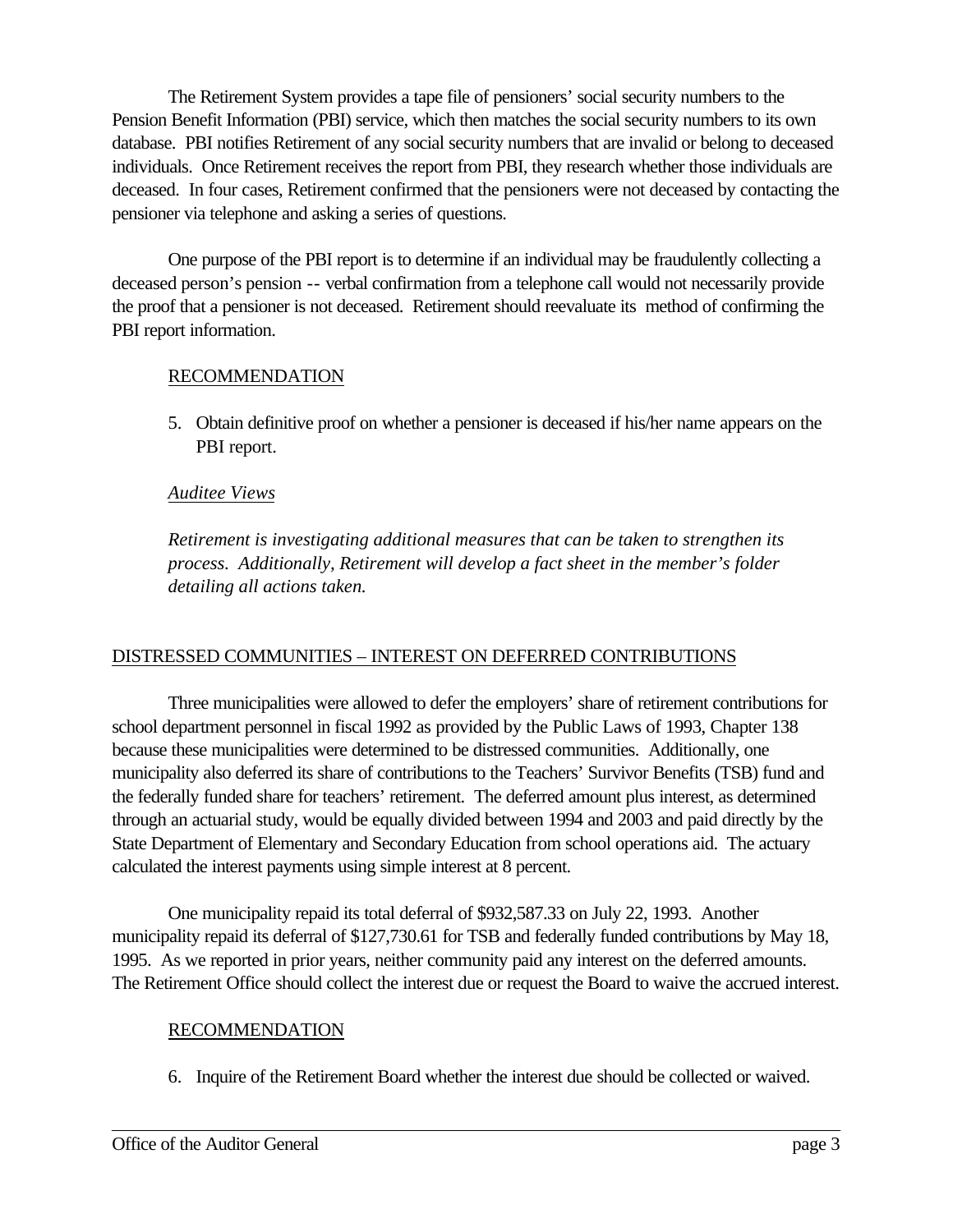The Retirement System provides a tape file of pensioners' social security numbers to the Pension Benefit Information (PBI) service, which then matches the social security numbers to its own database. PBI notifies Retirement of any social security numbers that are invalid or belong to deceased individuals. Once Retirement receives the report from PBI, they research whether those individuals are deceased. In four cases, Retirement confirmed that the pensioners were not deceased by contacting the pensioner via telephone and asking a series of questions.

One purpose of the PBI report is to determine if an individual may be fraudulently collecting a deceased person's pension -- verbal confirmation from a telephone call would not necessarily provide the proof that a pensioner is not deceased. Retirement should reevaluate its method of confirming the PBI report information.

RECOMMENDATION

5. Obtain definitive proof on whether a pensioner is deceased if his/her name appears on the PBI report.

*Auditee Views*

*Retirement is investigating additional measures that can be taken to strengthen its process. Additionally, Retirement will develop a fact sheet in the member's folder detailing all actions taken.*

DISTRESSED COMMUNITIES – INTEREST ON DEFERRED CONTRIBUTIONS

Three municipalities were allowed to defer the employers' share of retirement contributions for school department personnel in fiscal 1992 as provided by the Public Laws of 1993, Chapter 138 because these municipalities were determined to be distressed communities. Additionally, one municipality also deferred its share of contributions to the Teachers' Survivor Benefits (TSB) fund and the federally funded share for teachers' retirement. The deferred amount plus interest, as determined through an actuarial study, would be equally divided between 1994 and 2003 and paid directly by the State Department of Elementary and Secondary Education from school operations aid. The actuary calculated the interest payments using simple interest at 8 percent.

One municipality repaid its total deferral of $932,587.33 on July 22, 1993. Another municipality repaid its deferral of $127,730.61 for TSB and federally funded contributions by May 18, 1995. As we reported in prior years, neither community paid any interest on the deferred amounts. The Retirement Office should collect the interest due or request the Board to waive the accrued interest.

RECOMMENDATION

6. Inquire of the Retirement Board whether the interest due should be collected or waived.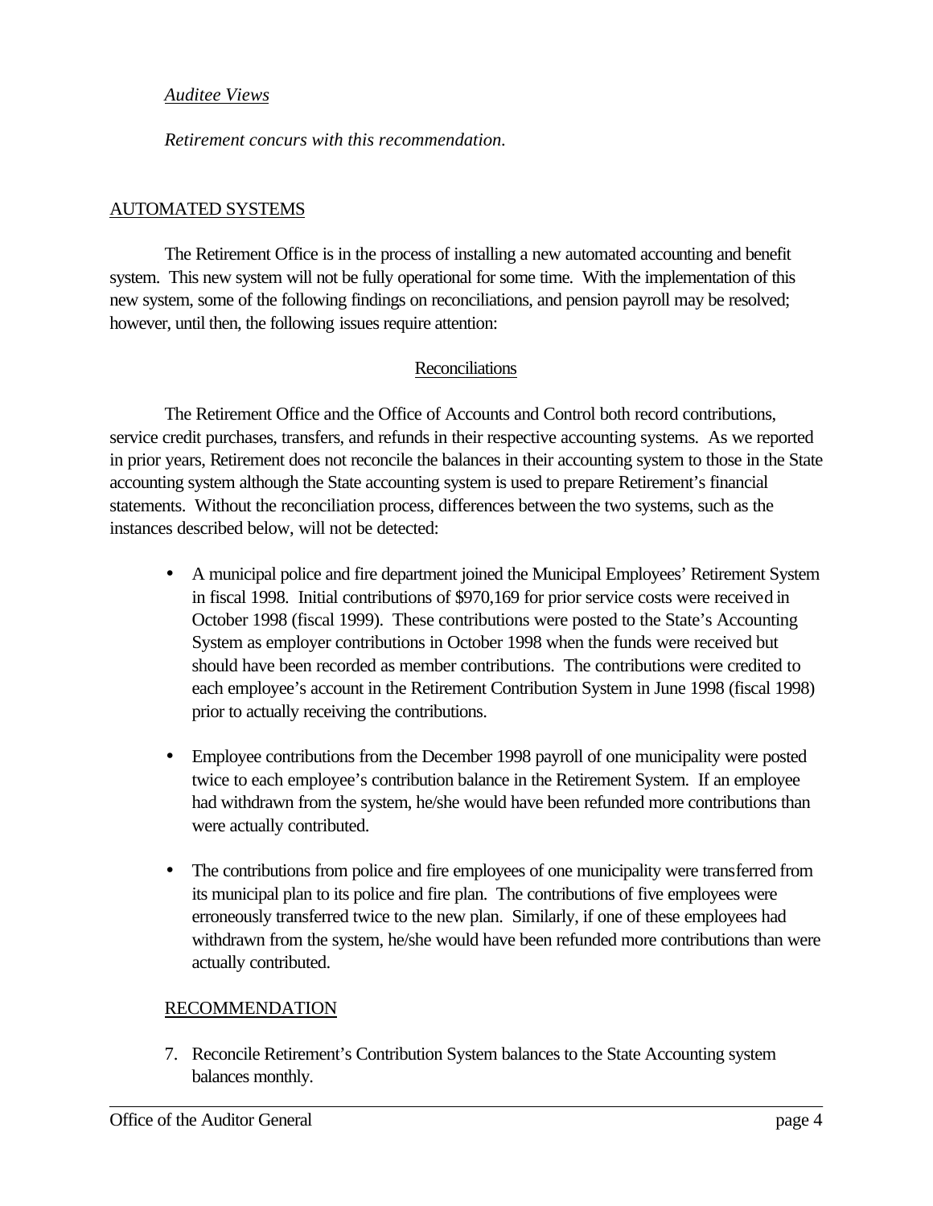*Auditee Views*

*Retirement concurs with this recommendation.*

## AUTOMATED SYSTEMS

The Retirement Office is in the process of installing a new automated accounting and benefit system. This new system will not be fully operational for some time. With the implementation of this new system, some of the following findings on reconciliations, and pension payroll may be resolved; however, until then, the following issues require attention:

### Reconciliations

The Retirement Office and the Office of Accounts and Control both record contributions, service credit purchases, transfers, and refunds in their respective accounting systems. As we reported in prior years, Retirement does not reconcile the balances in their accounting system to those in the State accounting system although the State accounting system is used to prepare Retirement's financial statements. Without the reconciliation process, differences between the two systems, such as the instances described below, will not be detected:

- A municipal police and fire department joined the Municipal Employees' Retirement System in fiscal 1998. Initial contributions of $970,169 for prior service costs were received in October 1998 (fiscal 1999). These contributions were posted to the State's Accounting System as employer contributions in October 1998 when the funds were received but should have been recorded as member contributions. The contributions were credited to each employee's account in the Retirement Contribution System in June 1998 (fiscal 1998) prior to actually receiving the contributions.

- Employee contributions from the December 1998 payroll of one municipality were posted twice to each employee's contribution balance in the Retirement System. If an employee had withdrawn from the system, he/she would have been refunded more contributions than were actually contributed.

- The contributions from police and fire employees of one municipality were transferred from its municipal plan to its police and fire plan. The contributions of five employees were erroneously transferred twice to the new plan. Similarly, if one of these employees had withdrawn from the system, he/she would have been refunded more contributions than were actually contributed.

## RECOMMENDATION

7. Reconcile Retirement's Contribution System balances to the State Accounting system balances monthly.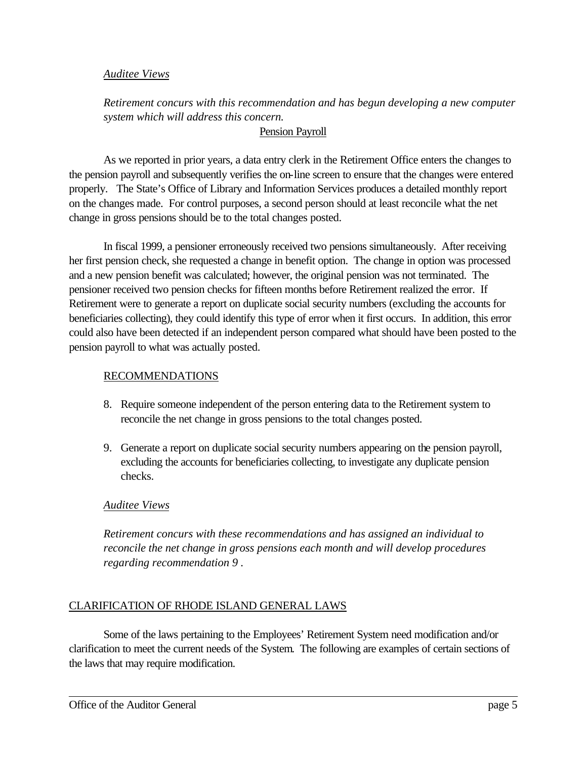*Auditee Views*

*Retirement concurs with this recommendation and has begun developing a new computer system which will address this concern.*

Pension Payroll

As we reported in prior years, a data entry clerk in the Retirement Office enters the changes to the pension payroll and subsequently verifies the on-line screen to ensure that the changes were entered properly. The State's Office of Library and Information Services produces a detailed monthly report on the changes made. For control purposes, a second person should at least reconcile what the net change in gross pensions should be to the total changes posted.

In fiscal 1999, a pensioner erroneously received two pensions simultaneously. After receiving her first pension check, she requested a change in benefit option. The change in option was processed and a new pension benefit was calculated; however, the original pension was not terminated. The pensioner received two pension checks for fifteen months before Retirement realized the error. If Retirement were to generate a report on duplicate social security numbers (excluding the accounts for beneficiaries collecting), they could identify this type of error when it first occurs. In addition, this error could also have been detected if an independent person compared what should have been posted to the pension payroll to what was actually posted.

RECOMMENDATIONS

8. Require someone independent of the person entering data to the Retirement system to reconcile the net change in gross pensions to the total changes posted.

9. Generate a report on duplicate social security numbers appearing on the pension payroll, excluding the accounts for beneficiaries collecting, to investigate any duplicate pension checks.

*Auditee Views*

*Retirement concurs with these recommendations and has assigned an individual to reconcile the net change in gross pensions each month and will develop procedures regarding recommendation 9 .*

## CLARIFICATION OF RHODE ISLAND GENERAL LAWS

Some of the laws pertaining to the Employees' Retirement System need modification and/or clarification to meet the current needs of the System. The following are examples of certain sections of the laws that may require modification.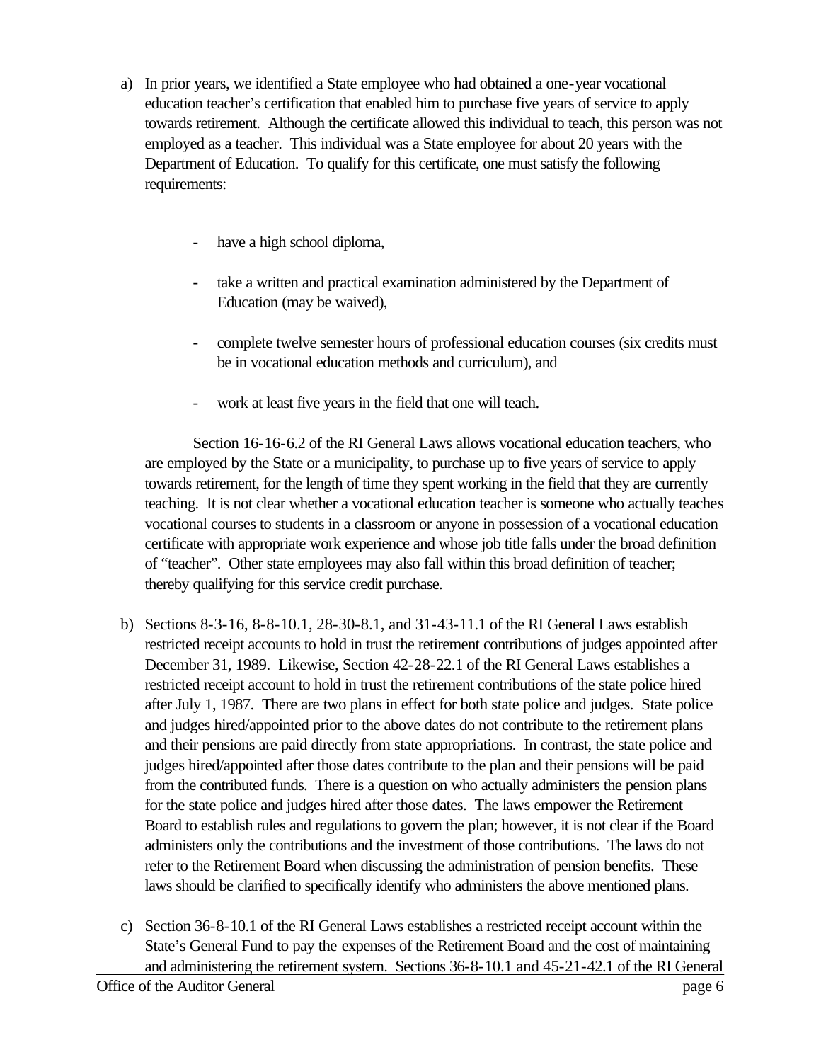a) In prior years, we identified a State employee who had obtained a one-year vocational education teacher's certification that enabled him to purchase five years of service to apply towards retirement. Although the certificate allowed this individual to teach, this person was not employed as a teacher. This individual was a State employee for about 20 years with the Department of Education. To qualify for this certificate, one must satisfy the following requirements:

   - have a high school diploma,
   - take a written and practical examination administered by the Department of Education (may be waived),
   - complete twelve semester hours of professional education courses (six credits must be in vocational education methods and curriculum), and
   - work at least five years in the field that one will teach.

   Section 16-16-6.2 of the RI General Laws allows vocational education teachers, who are employed by the State or a municipality, to purchase up to five years of service to apply towards retirement, for the length of time they spent working in the field that they are currently teaching. It is not clear whether a vocational education teacher is someone who actually teaches vocational courses to students in a classroom or anyone in possession of a vocational education certificate with appropriate work experience and whose job title falls under the broad definition of "teacher". Other state employees may also fall within this broad definition of teacher; thereby qualifying for this service credit purchase.

b) Sections 8-3-16, 8-8-10.1, 28-30-8.1, and 31-43-11.1 of the RI General Laws establish restricted receipt accounts to hold in trust the retirement contributions of judges appointed after December 31, 1989. Likewise, Section 42-28-22.1 of the RI General Laws establishes a restricted receipt account to hold in trust the retirement contributions of the state police hired after July 1, 1987. There are two plans in effect for both state police and judges. State police and judges hired/appointed prior to the above dates do not contribute to the retirement plans and their pensions are paid directly from state appropriations. In contrast, the state police and judges hired/appointed after those dates contribute to the plan and their pensions will be paid from the contributed funds. There is a question on who actually administers the pension plans for the state police and judges hired after those dates. The laws empower the Retirement Board to establish rules and regulations to govern the plan; however, it is not clear if the Board administers only the contributions and the investment of those contributions. The laws do not refer to the Retirement Board when discussing the administration of pension benefits. These laws should be clarified to specifically identify who administers the above mentioned plans.

c) Section 36-8-10.1 of the RI General Laws establishes a restricted receipt account within the State's General Fund to pay the expenses of the Retirement Board and the cost of maintaining and administering the retirement system. Sections 36-8-10.1 and 45-21-42.1 of the RI General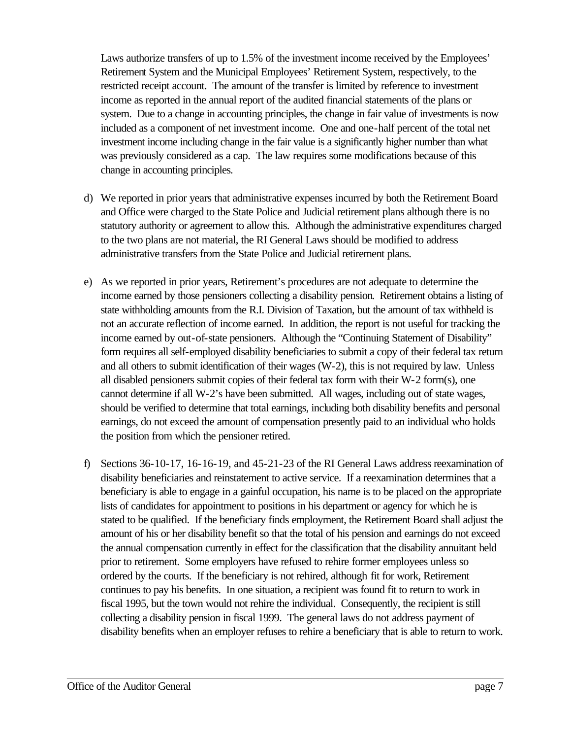Laws authorize transfers of up to 1.5% of the investment income received by the Employees' Retirement System and the Municipal Employees' Retirement System, respectively, to the restricted receipt account. The amount of the transfer is limited by reference to investment income as reported in the annual report of the audited financial statements of the plans or system. Due to a change in accounting principles, the change in fair value of investments is now included as a component of net investment income. One and one-half percent of the total net investment income including change in the fair value is a significantly higher number than what was previously considered as a cap. The law requires some modifications because of this change in accounting principles.

d) We reported in prior years that administrative expenses incurred by both the Retirement Board and Office were charged to the State Police and Judicial retirement plans although there is no statutory authority or agreement to allow this. Although the administrative expenditures charged to the two plans are not material, the RI General Laws should be modified to address administrative transfers from the State Police and Judicial retirement plans.

e) As we reported in prior years, Retirement's procedures are not adequate to determine the income earned by those pensioners collecting a disability pension. Retirement obtains a listing of state withholding amounts from the R.I. Division of Taxation, but the amount of tax withheld is not an accurate reflection of income earned. In addition, the report is not useful for tracking the income earned by out-of-state pensioners. Although the "Continuing Statement of Disability" form requires all self-employed disability beneficiaries to submit a copy of their federal tax return and all others to submit identification of their wages (W-2), this is not required by law. Unless all disabled pensioners submit copies of their federal tax form with their W-2 form(s), one cannot determine if all W-2's have been submitted. All wages, including out of state wages, should be verified to determine that total earnings, including both disability benefits and personal earnings, do not exceed the amount of compensation presently paid to an individual who holds the position from which the pensioner retired.

f) Sections 36-10-17, 16-16-19, and 45-21-23 of the RI General Laws address reexamination of disability beneficiaries and reinstatement to active service. If a reexamination determines that a beneficiary is able to engage in a gainful occupation, his name is to be placed on the appropriate lists of candidates for appointment to positions in his department or agency for which he is stated to be qualified. If the beneficiary finds employment, the Retirement Board shall adjust the amount of his or her disability benefit so that the total of his pension and earnings do not exceed the annual compensation currently in effect for the classification that the disability annuitant held prior to retirement. Some employers have refused to rehire former employees unless so ordered by the courts. If the beneficiary is not rehired, although fit for work, Retirement continues to pay his benefits. In one situation, a recipient was found fit to return to work in fiscal 1995, but the town would not rehire the individual. Consequently, the recipient is still collecting a disability pension in fiscal 1999. The general laws do not address payment of disability benefits when an employer refuses to rehire a beneficiary that is able to return to work.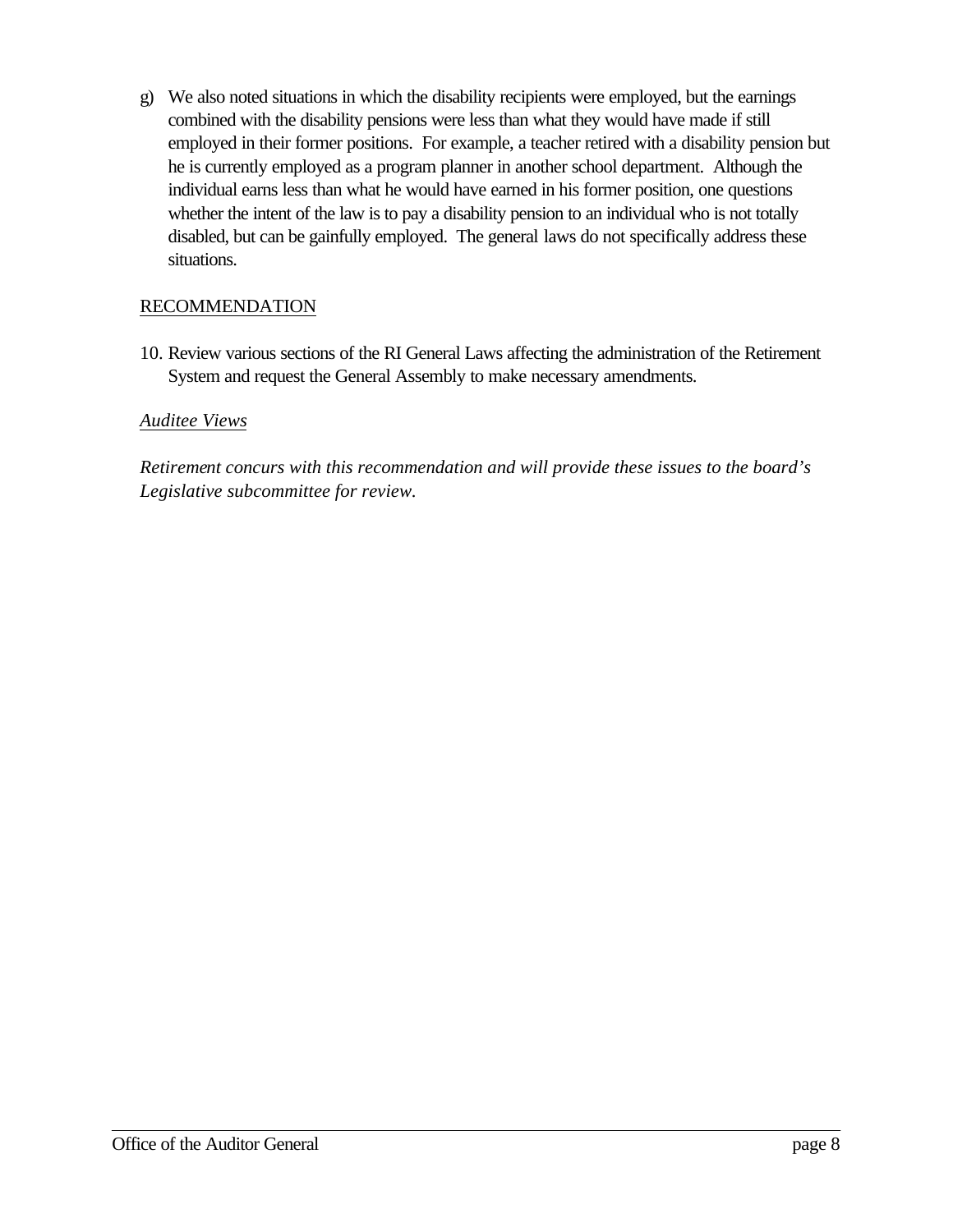g) We also noted situations in which the disability recipients were employed, but the earnings combined with the disability pensions were less than what they would have made if still employed in their former positions. For example, a teacher retired with a disability pension but he is currently employed as a program planner in another school department. Although the individual earns less than what he would have earned in his former position, one questions whether the intent of the law is to pay a disability pension to an individual who is not totally disabled, but can be gainfully employed. The general laws do not specifically address these situations.

RECOMMENDATION

10. Review various sections of the RI General Laws affecting the administration of the Retirement System and request the General Assembly to make necessary amendments.

*Auditee Views*

*Retirement concurs with this recommendation and will provide these issues to the board's Legislative subcommittee for review.*